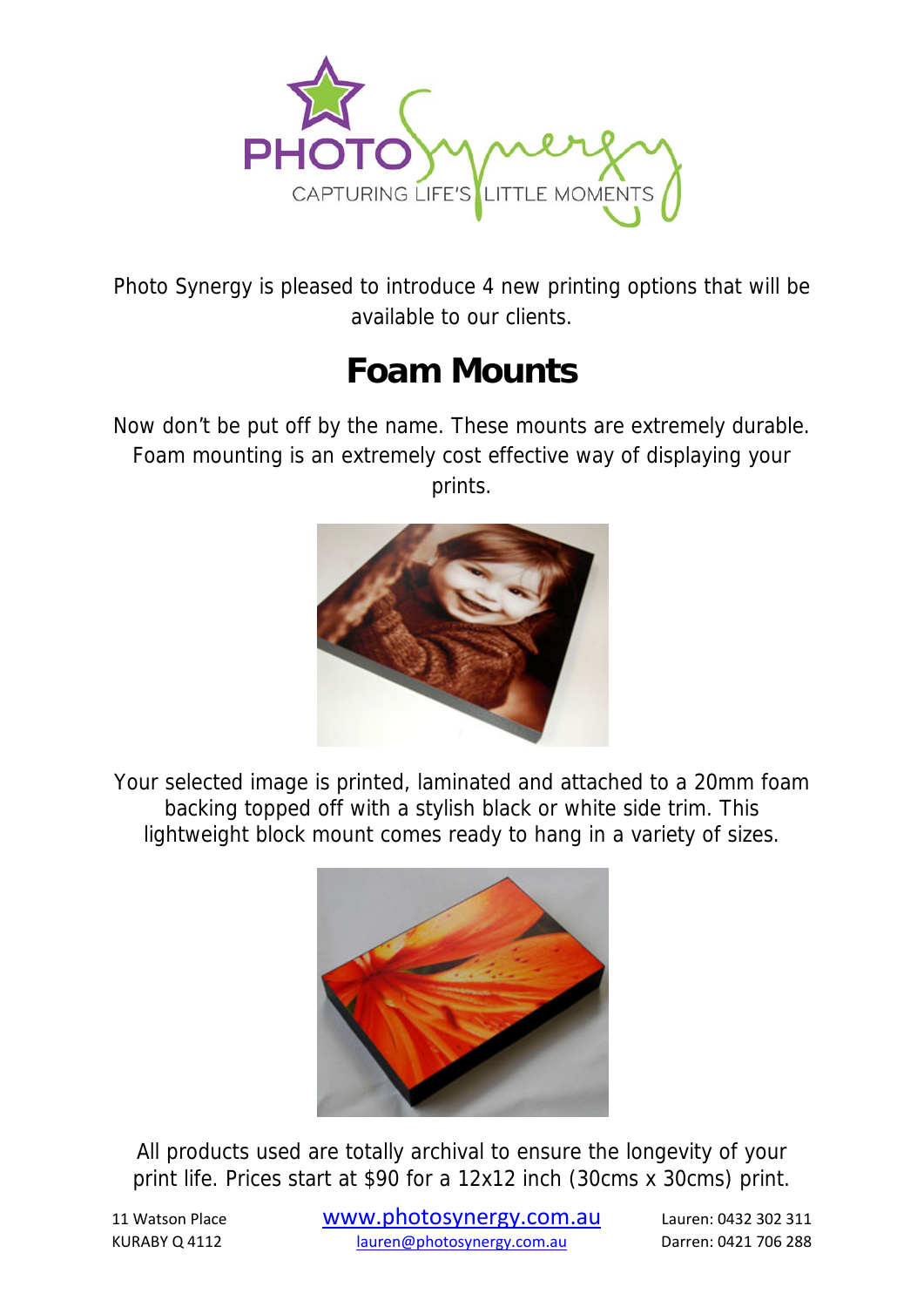PHOTO Synergy

CAPTURING LIFE'S LITTLE MOMENTS

Photo Synergy is pleased to introduce 4 new printing options that will be available to our clients.

# Foam Mounts

Now don't be put off by the name. These mounts are extremely durable. Foam mounting is an extremely cost effective way of displaying your prints.

Your selected image is printed, laminated and attached to a 20mm foam backing topped off with a stylish black or white side trim. This lightweight block mount comes ready to hang in a variety of sizes.

All products used are totally archival to ensure the longevity of your print life. Prices start at $90 for a 12x12 inch (30cms x 30cms) print.

11 Watson Place
KURABY Q 4112

www.photosynergy.com.au
lauren@photosynergy.com.au

Lauren: 0432 302 311
Darren: 0421 706 288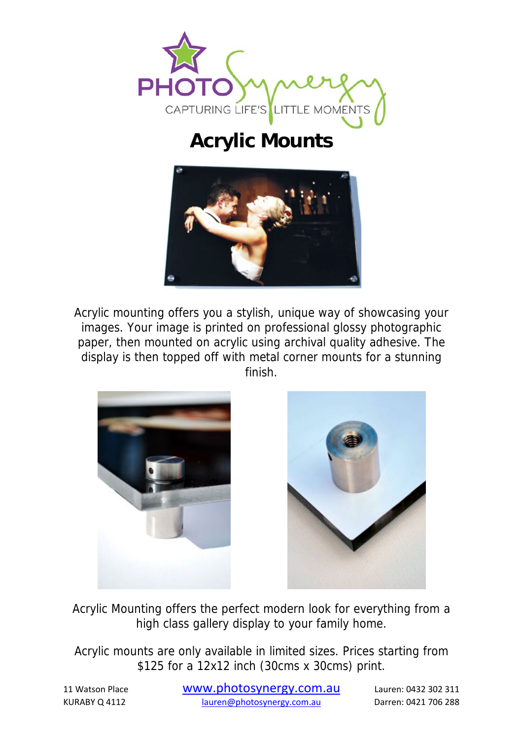PHOTO Synergy

CAPTURING LIFE'S LITTLE MOMENTS

# Acrylic Mounts

Acrylic mounting offers you a stylish, unique way of showcasing your images. Your image is printed on professional glossy photographic paper, then mounted on acrylic using archival quality adhesive. The display is then topped off with metal corner mounts for a stunning finish.

Acrylic Mounting offers the perfect modern look for everything from a high class gallery display to your family home.

Acrylic mounts are only available in limited sizes. Prices starting from $125 for a 12x12 inch (30cms x 30cms) print.

11 Watson Place
KURABY Q 4112

www.photosynergy.com.au
lauren@photosynergy.com.au

Lauren: 0432 302 311
Darren: 0421 706 288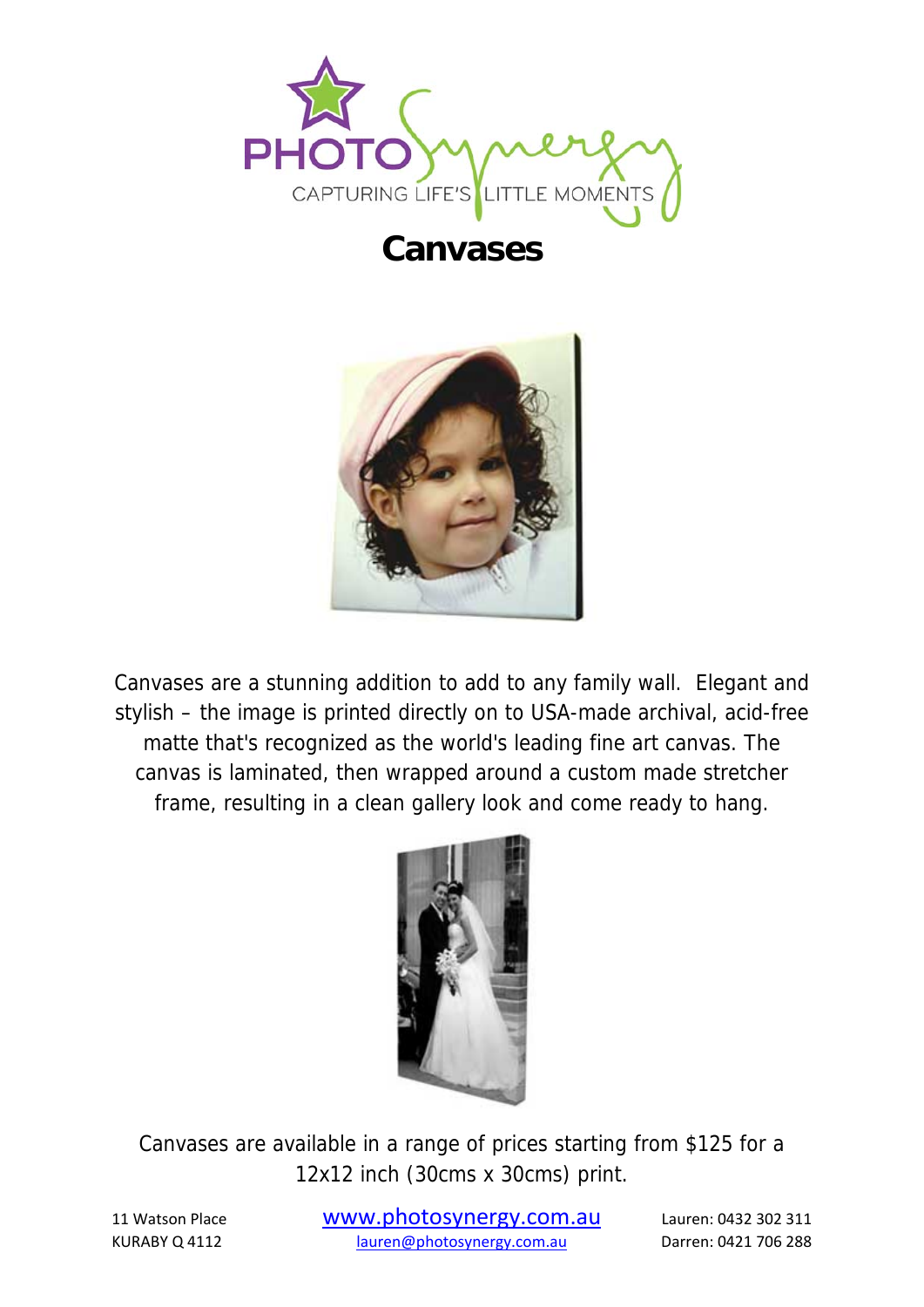# Canvases

Canvases are a stunning addition to add to any family wall. Elegant and stylish – the image is printed directly on to USA-made archival, acid-free matte that's recognized as the world's leading fine art canvas. The canvas is laminated, then wrapped around a custom made stretcher frame, resulting in a clean gallery look and come ready to hang.

Canvases are available in a range of prices starting from $125 for a 12x12 inch (30cms x 30cms) print.

11 Watson Place
KURABY Q 4112

www.photosynergy.com.au
lauren@photosynergy.com.au

Lauren: 0432 302 311
Darren: 0421 706 288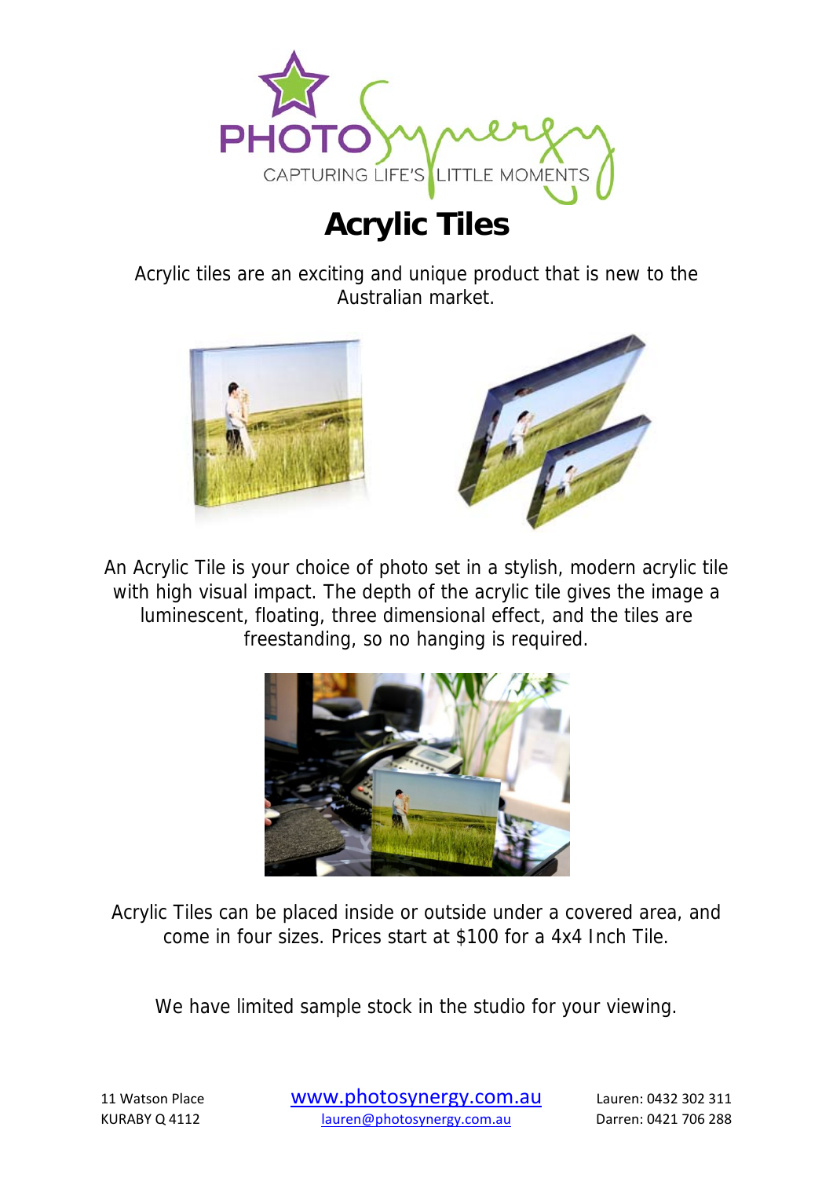PHOTO Synergy

CAPTURING LIFE'S LITTLE MOMENTS

# Acrylic Tiles

Acrylic tiles are an exciting and unique product that is new to the Australian market.

An Acrylic Tile is your choice of photo set in a stylish, modern acrylic tile with high visual impact. The depth of the acrylic tile gives the image a luminescent, floating, three dimensional effect, and the tiles are freestanding, so no hanging is required.

Acrylic Tiles can be placed inside or outside under a covered area, and come in four sizes. Prices start at $100 for a 4x4 Inch Tile.

We have limited sample stock in the studio for your viewing.

11 Watson Place
KURABY Q 4112

www.photosynergy.com.au
lauren@photosynergy.com.au

Lauren: 0432 302 311
Darren: 0421 706 288